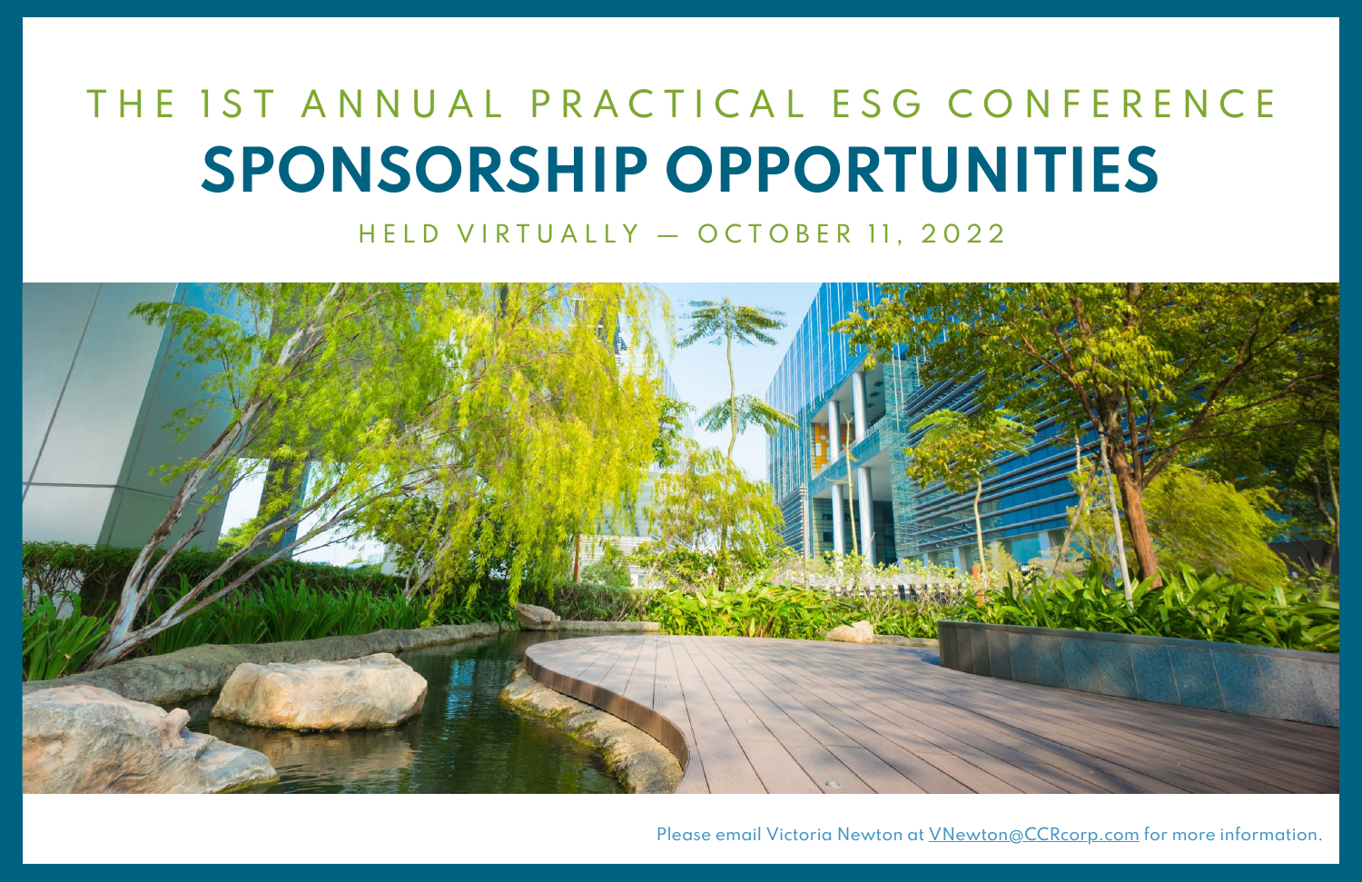THE 1ST ANNUAL PRACTICAL ESG CONFERENCE

# SPONSORSHIP OPPORTUNITIES

HELD VIRTUALLY — OCTOBER 11, 2022

Please email Victoria Newton at VNewton@CCRcorp.com for more information.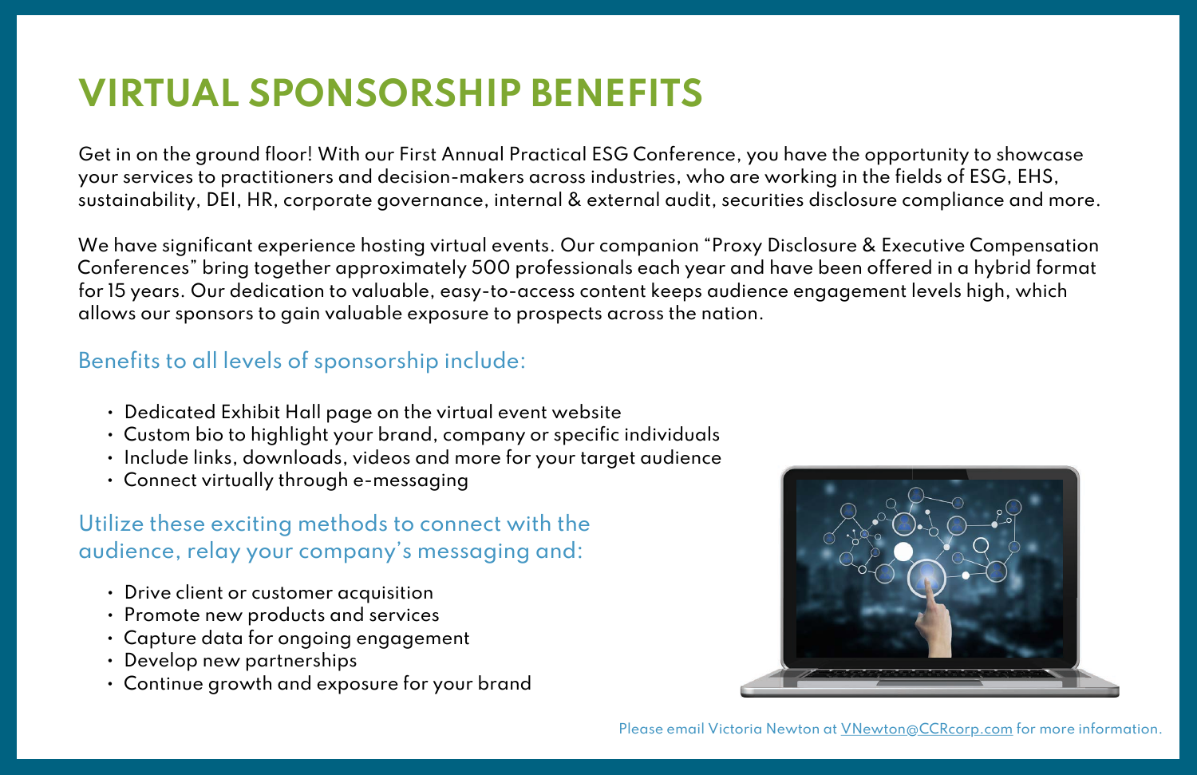# VIRTUAL SPONSORSHIP BENEFITS

Get in on the ground floor! With our First Annual Practical ESG Conference, you have the opportunity to showcase your services to practitioners and decision-makers across industries, who are working in the fields of ESG, EHS, sustainability, DEI, HR, corporate governance, internal & external audit, securities disclosure compliance and more.

We have significant experience hosting virtual events. Our companion "Proxy Disclosure & Executive Compensation Conferences" bring together approximately 500 professionals each year and have been offered in a hybrid format for 15 years. Our dedication to valuable, easy-to-access content keeps audience engagement levels high, which allows our sponsors to gain valuable exposure to prospects across the nation.

## Benefits to all levels of sponsorship include:

- Dedicated Exhibit Hall page on the virtual event website
- Custom bio to highlight your brand, company or specific individuals
- Include links, downloads, videos and more for your target audience
- Connect virtually through e-messaging

## Utilize these exciting methods to connect with the audience, relay your company's messaging and:

- Drive client or customer acquisition
- Promote new products and services
- Capture data for ongoing engagement
- Develop new partnerships
- Continue growth and exposure for your brand

Please email Victoria Newton at VNewton@CCRcorp.com for more information.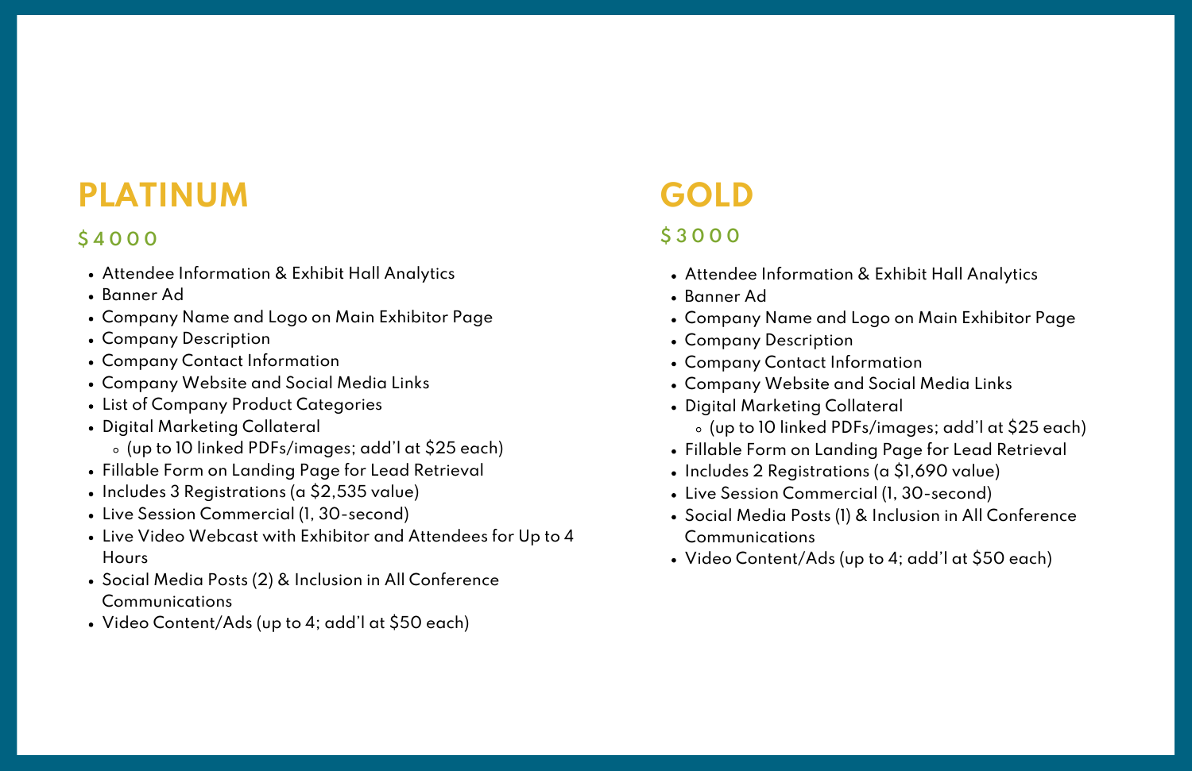## PLATINUM

### $4000

- Attendee Information & Exhibit Hall Analytics
- Banner Ad
- Company Name and Logo on Main Exhibitor Page
- Company Description
- Company Contact Information
- Company Website and Social Media Links
- List of Company Product Categories
- Digital Marketing Collateral
  - (up to 10 linked PDFs/images; add'l at $25 each)
- Fillable Form on Landing Page for Lead Retrieval
- Includes 3 Registrations (a $2,535 value)
- Live Session Commercial (1, 30-second)
- Live Video Webcast with Exhibitor and Attendees for Up to 4 Hours
- Social Media Posts (2) & Inclusion in All Conference Communications
- Video Content/Ads (up to 4; add'l at $50 each)

## GOLD

### $3000

- Attendee Information & Exhibit Hall Analytics
- Banner Ad
- Company Name and Logo on Main Exhibitor Page
- Company Description
- Company Contact Information
- Company Website and Social Media Links
- Digital Marketing Collateral
  - (up to 10 linked PDFs/images; add'l at $25 each)
- Fillable Form on Landing Page for Lead Retrieval
- Includes 2 Registrations (a $1,690 value)
- Live Session Commercial (1, 30-second)
- Social Media Posts (1) & Inclusion in All Conference Communications
- Video Content/Ads (up to 4; add'l at $50 each)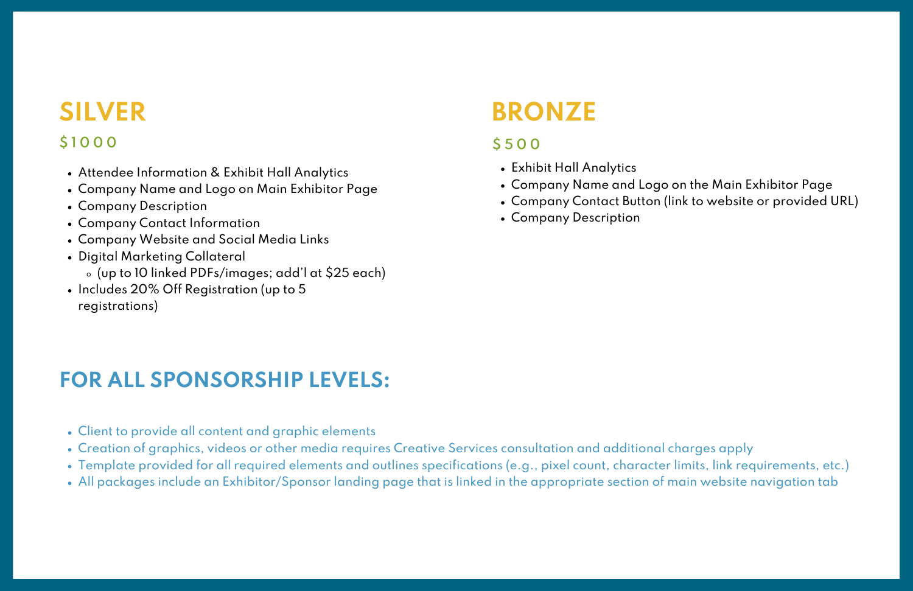## SILVER

$1000

- Attendee Information & Exhibit Hall Analytics
- Company Name and Logo on Main Exhibitor Page
- Company Description
- Company Contact Information
- Company Website and Social Media Links
- Digital Marketing Collateral
  - (up to 10 linked PDFs/images; add'l at $25 each)
- Includes 20% Off Registration (up to 5 registrations)

## BRONZE

$500

- Exhibit Hall Analytics
- Company Name and Logo on the Main Exhibitor Page
- Company Contact Button (link to website or provided URL)
- Company Description

## FOR ALL SPONSORSHIP LEVELS:

- Client to provide all content and graphic elements
- Creation of graphics, videos or other media requires Creative Services consultation and additional charges apply
- Template provided for all required elements and outlines specifications (e.g., pixel count, character limits, link requirements, etc.)
- All packages include an Exhibitor/Sponsor landing page that is linked in the appropriate section of main website navigation tab